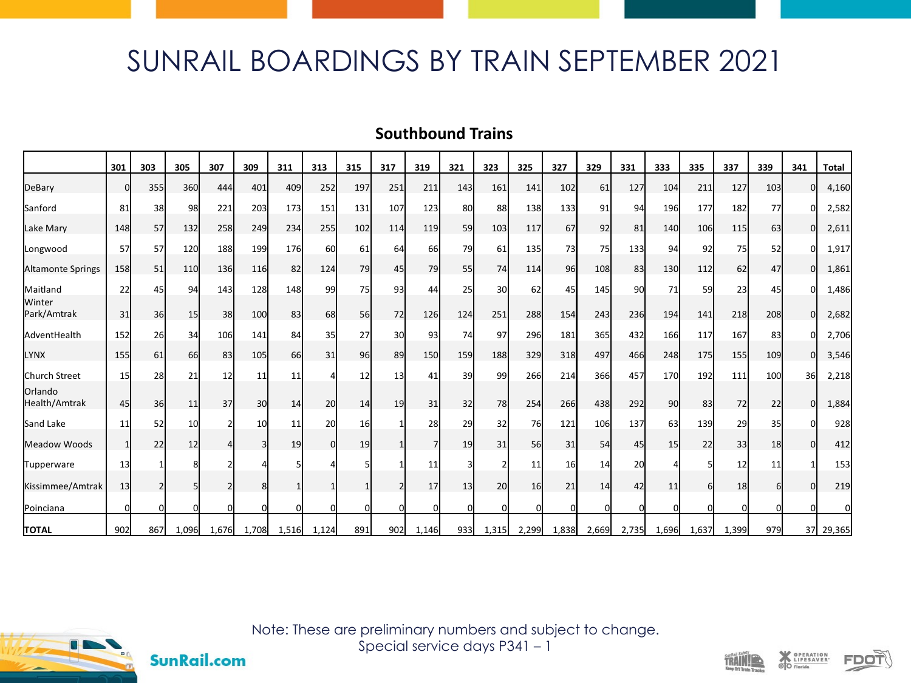# SUNRAIL BOARDINGS BY TRAIN SEPTEMBER 2021

## Southbound Trains

| | 301 | 303 | 305 | 307 | 309 | 311 | 313 | 315 | 317 | 319 | 321 | 323 | 325 | 327 | 329 | 331 | 333 | 335 | 337 | 339 | 341 | Total |
|---|---|---|---|---|---|---|---|---|---|---|---|---|---|---|---|---|---|---|---|---|---|---|
| DeBary | 0 | 355 | 360 | 444 | 401 | 409 | 252 | 197 | 251 | 211 | 143 | 161 | 141 | 102 | 61 | 127 | 104 | 211 | 127 | 103 | 0 | 4,160 |
| Sanford | 81 | 38 | 98 | 221 | 203 | 173 | 151 | 131 | 107 | 123 | 80 | 88 | 138 | 133 | 91 | 94 | 196 | 177 | 182 | 77 | 0 | 2,582 |
| Lake Mary | 148 | 57 | 132 | 258 | 249 | 234 | 255 | 102 | 114 | 119 | 59 | 103 | 117 | 67 | 92 | 81 | 140 | 106 | 115 | 63 | 0 | 2,611 |
| Longwood | 57 | 57 | 120 | 188 | 199 | 176 | 60 | 61 | 64 | 66 | 79 | 61 | 135 | 73 | 75 | 133 | 94 | 92 | 75 | 52 | 0 | 1,917 |
| Altamonte Springs | 158 | 51 | 110 | 136 | 116 | 82 | 124 | 79 | 45 | 79 | 55 | 74 | 114 | 96 | 108 | 83 | 130 | 112 | 62 | 47 | 0 | 1,861 |
| Maitland | 22 | 45 | 94 | 143 | 128 | 148 | 99 | 75 | 93 | 44 | 25 | 30 | 62 | 45 | 145 | 90 | 71 | 59 | 23 | 45 | 0 | 1,486 |
| Winter Park/Amtrak | 31 | 36 | 15 | 38 | 100 | 83 | 68 | 56 | 72 | 126 | 124 | 251 | 288 | 154 | 243 | 236 | 194 | 141 | 218 | 208 | 0 | 2,682 |
| AdventHealth | 152 | 26 | 34 | 106 | 141 | 84 | 35 | 27 | 30 | 93 | 74 | 97 | 296 | 181 | 365 | 432 | 166 | 117 | 167 | 83 | 0 | 2,706 |
| LYNX | 155 | 61 | 66 | 83 | 105 | 66 | 31 | 96 | 89 | 150 | 159 | 188 | 329 | 318 | 497 | 466 | 248 | 175 | 155 | 109 | 0 | 3,546 |
| Church Street | 15 | 28 | 21 | 12 | 11 | 11 | 4 | 12 | 13 | 41 | 39 | 99 | 266 | 214 | 366 | 457 | 170 | 192 | 111 | 100 | 36 | 2,218 |
| Orlando Health/Amtrak | 45 | 36 | 11 | 37 | 30 | 14 | 20 | 14 | 19 | 31 | 32 | 78 | 254 | 266 | 438 | 292 | 90 | 83 | 72 | 22 | 0 | 1,884 |
| Sand Lake | 11 | 52 | 10 | 2 | 10 | 11 | 20 | 16 | 1 | 28 | 29 | 32 | 76 | 121 | 106 | 137 | 63 | 139 | 29 | 35 | 0 | 928 |
| Meadow Woods | 1 | 22 | 12 | 4 | 3 | 19 | 0 | 19 | 1 | 7 | 19 | 31 | 56 | 31 | 54 | 45 | 15 | 22 | 33 | 18 | 0 | 412 |
| Tupperware | 13 | 1 | 8 | 2 | 4 | 5 | 4 | 5 | 1 | 11 | 3 | 2 | 11 | 16 | 14 | 20 | 4 | 5 | 12 | 11 | 1 | 153 |
| Kissimmee/Amtrak | 13 | 2 | 5 | 2 | 8 | 1 | 1 | 1 | 2 | 17 | 13 | 20 | 16 | 21 | 14 | 42 | 11 | 6 | 18 | 6 | 0 | 219 |
| Poinciana | 0 | 0 | 0 | 0 | 0 | 0 | 0 | 0 | 0 | 0 | 0 | 0 | 0 | 0 | 0 | 0 | 0 | 0 | 0 | 0 | 0 | 0 |
| **TOTAL** | 902 | 867 | 1,096 | 1,676 | 1,708 | 1,516 | 1,124 | 891 | 902 | 1,146 | 933 | 1,315 | 2,299 | 1,838 | 2,669 | 2,735 | 1,696 | 1,637 | 1,399 | 979 | 37 | 29,365 |

Note: These are preliminary numbers and subject to change.
Special service days P341 – 1

SunRail.com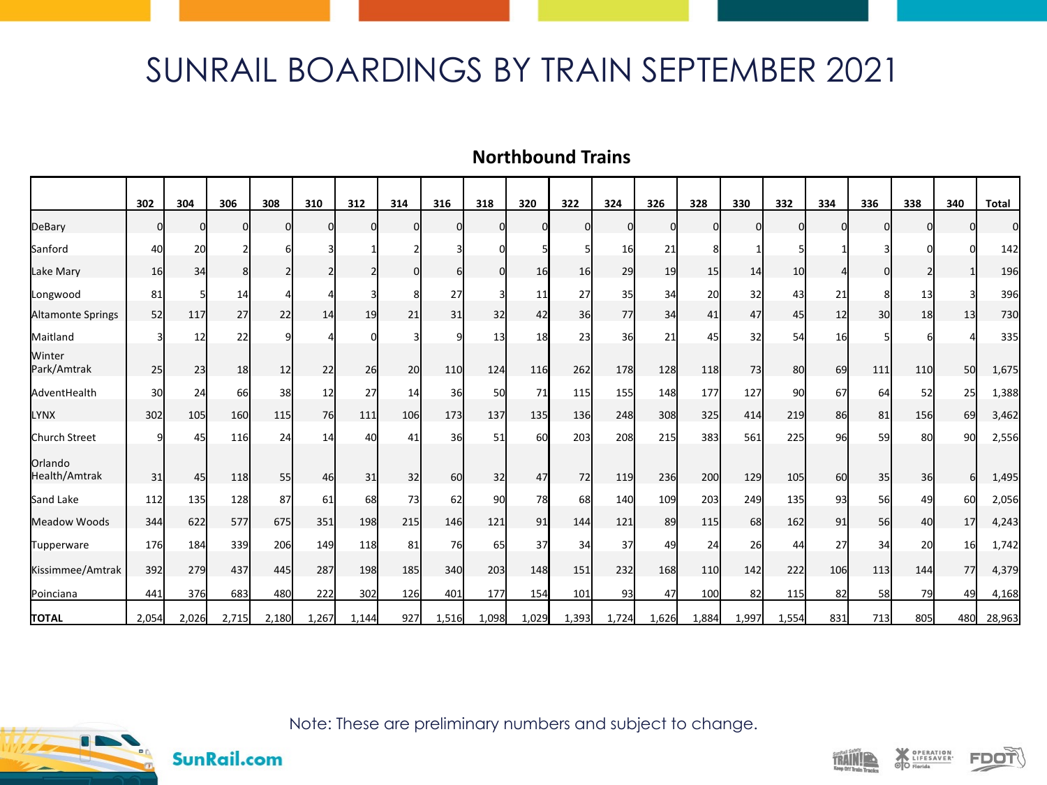# SUNRAIL BOARDINGS BY TRAIN SEPTEMBER 2021

## Northbound Trains

| | 302 | 304 | 306 | 308 | 310 | 312 | 314 | 316 | 318 | 320 | 322 | 324 | 326 | 328 | 330 | 332 | 334 | 336 | 338 | 340 | Total |
|---|---|---|---|---|---|---|---|---|---|---|---|---|---|---|---|---|---|---|---|---|---|
| DeBary | 0 | 0 | 0 | 0 | 0 | 0 | 0 | 0 | 0 | 0 | 0 | 0 | 0 | 0 | 0 | 0 | 0 | 0 | 0 | 0 | 0 |
| Sanford | 40 | 20 | 2 | 6 | 3 | 1 | 2 | 3 | 0 | 5 | 5 | 16 | 21 | 8 | 1 | 5 | 1 | 3 | 0 | 0 | 142 |
| Lake Mary | 16 | 34 | 8 | 2 | 2 | 2 | 0 | 6 | 0 | 16 | 16 | 29 | 19 | 15 | 14 | 10 | 4 | 0 | 2 | 1 | 196 |
| Longwood | 81 | 5 | 14 | 4 | 4 | 3 | 8 | 27 | 3 | 11 | 27 | 35 | 34 | 20 | 32 | 43 | 21 | 8 | 13 | 3 | 396 |
| Altamonte Springs | 52 | 117 | 27 | 22 | 14 | 19 | 21 | 31 | 32 | 42 | 36 | 77 | 34 | 41 | 47 | 45 | 12 | 30 | 18 | 13 | 730 |
| Maitland | 3 | 12 | 22 | 9 | 4 | 0 | 3 | 9 | 13 | 18 | 23 | 36 | 21 | 45 | 32 | 54 | 16 | 5 | 6 | 4 | 335 |
| Winter Park/Amtrak | 25 | 23 | 18 | 12 | 22 | 26 | 20 | 110 | 124 | 116 | 262 | 178 | 128 | 118 | 73 | 80 | 69 | 111 | 110 | 50 | 1,675 |
| AdventHealth | 30 | 24 | 66 | 38 | 12 | 27 | 14 | 36 | 50 | 71 | 115 | 155 | 148 | 177 | 127 | 90 | 67 | 64 | 52 | 25 | 1,388 |
| LYNX | 302 | 105 | 160 | 115 | 76 | 111 | 106 | 173 | 137 | 135 | 136 | 248 | 308 | 325 | 414 | 219 | 86 | 81 | 156 | 69 | 3,462 |
| Church Street | 9 | 45 | 116 | 24 | 14 | 40 | 41 | 36 | 51 | 60 | 203 | 208 | 215 | 383 | 561 | 225 | 96 | 59 | 80 | 90 | 2,556 |
| Orlando Health/Amtrak | 31 | 45 | 118 | 55 | 46 | 31 | 32 | 60 | 32 | 47 | 72 | 119 | 236 | 200 | 129 | 105 | 60 | 35 | 36 | 6 | 1,495 |
| Sand Lake | 112 | 135 | 128 | 87 | 61 | 68 | 73 | 62 | 90 | 78 | 68 | 140 | 109 | 203 | 249 | 135 | 93 | 56 | 49 | 60 | 2,056 |
| Meadow Woods | 344 | 622 | 577 | 675 | 351 | 198 | 215 | 146 | 121 | 91 | 144 | 121 | 89 | 115 | 68 | 162 | 91 | 56 | 40 | 17 | 4,243 |
| Tupperware | 176 | 184 | 339 | 206 | 149 | 118 | 81 | 76 | 65 | 37 | 34 | 37 | 49 | 24 | 26 | 44 | 27 | 34 | 20 | 16 | 1,742 |
| Kissimmee/Amtrak | 392 | 279 | 437 | 445 | 287 | 198 | 185 | 340 | 203 | 148 | 151 | 232 | 168 | 110 | 142 | 222 | 106 | 113 | 144 | 77 | 4,379 |
| Poinciana | 441 | 376 | 683 | 480 | 222 | 302 | 126 | 401 | 177 | 154 | 101 | 93 | 47 | 100 | 82 | 115 | 82 | 58 | 79 | 49 | 4,168 |
| **TOTAL** | 2,054 | 2,026 | 2,715 | 2,180 | 1,267 | 1,144 | 927 | 1,516 | 1,098 | 1,029 | 1,393 | 1,724 | 1,626 | 1,884 | 1,997 | 1,554 | 831 | 713 | 805 | 480 | 28,963 |

Note: These are preliminary numbers and subject to change.

SunRail.com